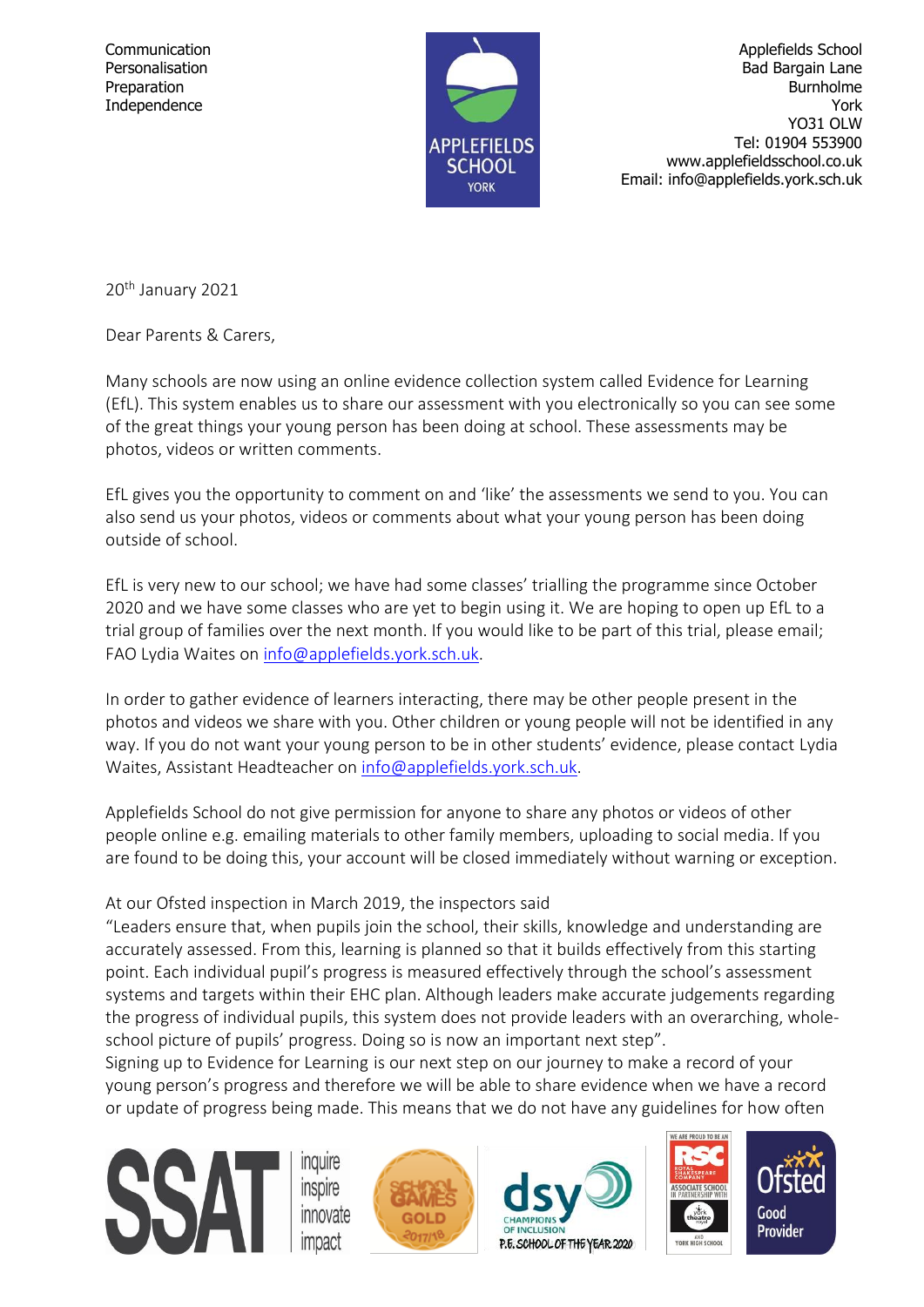Communication
Personalisation
Preparation
Independence

APPLEFIELDS SCHOOL
YORK

Applefields School
Bad Bargain Lane
Burnholme
York
YO31 OLW
Tel: 01904 553900
www.applefieldsschool.co.uk
Email: info@applefields.york.sch.uk

20th January 2021

Dear Parents & Carers,

Many schools are now using an online evidence collection system called Evidence for Learning (EfL). This system enables us to share our assessment with you electronically so you can see some of the great things your young person has been doing at school. These assessments may be photos, videos or written comments.

EfL gives you the opportunity to comment on and 'like' the assessments we send to you. You can also send us your photos, videos or comments about what your young person has been doing outside of school.

EfL is very new to our school; we have had some classes' trialling the programme since October 2020 and we have some classes who are yet to begin using it. We are hoping to open up EfL to a trial group of families over the next month. If you would like to be part of this trial, please email; FAO Lydia Waites on info@applefields.york.sch.uk.

In order to gather evidence of learners interacting, there may be other people present in the photos and videos we share with you. Other children or young people will not be identified in any way. If you do not want your young person to be in other students' evidence, please contact Lydia Waites, Assistant Headteacher on info@applefields.york.sch.uk.

Applefields School do not give permission for anyone to share any photos or videos of other people online e.g. emailing materials to other family members, uploading to social media. If you are found to be doing this, your account will be closed immediately without warning or exception.

At our Ofsted inspection in March 2019, the inspectors said
"Leaders ensure that, when pupils join the school, their skills, knowledge and understanding are accurately assessed. From this, learning is planned so that it builds effectively from this starting point. Each individual pupil's progress is measured effectively through the school's assessment systems and targets within their EHC plan. Although leaders make accurate judgements regarding the progress of individual pupils, this system does not provide leaders with an overarching, whole-school picture of pupils' progress. Doing so is now an important next step".
Signing up to Evidence for Learning is our next step on our journey to make a record of your young person's progress and therefore we will be able to share evidence when we have a record or update of progress being made. This means that we do not have any guidelines for how often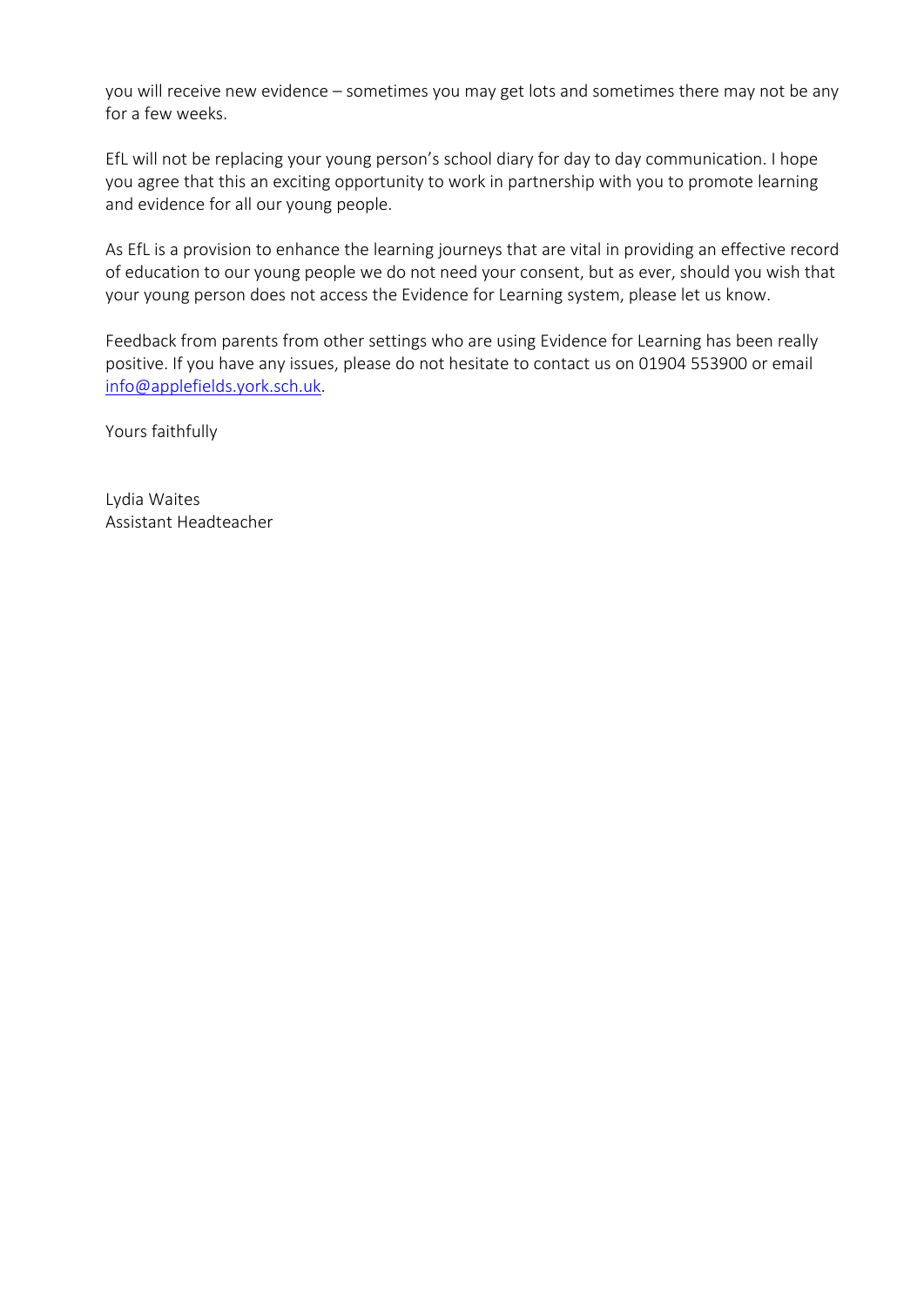you will receive new evidence – sometimes you may get lots and sometimes there may not be any for a few weeks.

EfL will not be replacing your young person's school diary for day to day communication. I hope you agree that this an exciting opportunity to work in partnership with you to promote learning and evidence for all our young people.

As EfL is a provision to enhance the learning journeys that are vital in providing an effective record of education to our young people we do not need your consent, but as ever, should you wish that your young person does not access the Evidence for Learning system, please let us know.

Feedback from parents from other settings who are using Evidence for Learning has been really positive. If you have any issues, please do not hesitate to contact us on 01904 553900 or email info@applefields.york.sch.uk.

Yours faithfully

Lydia Waites
Assistant Headteacher